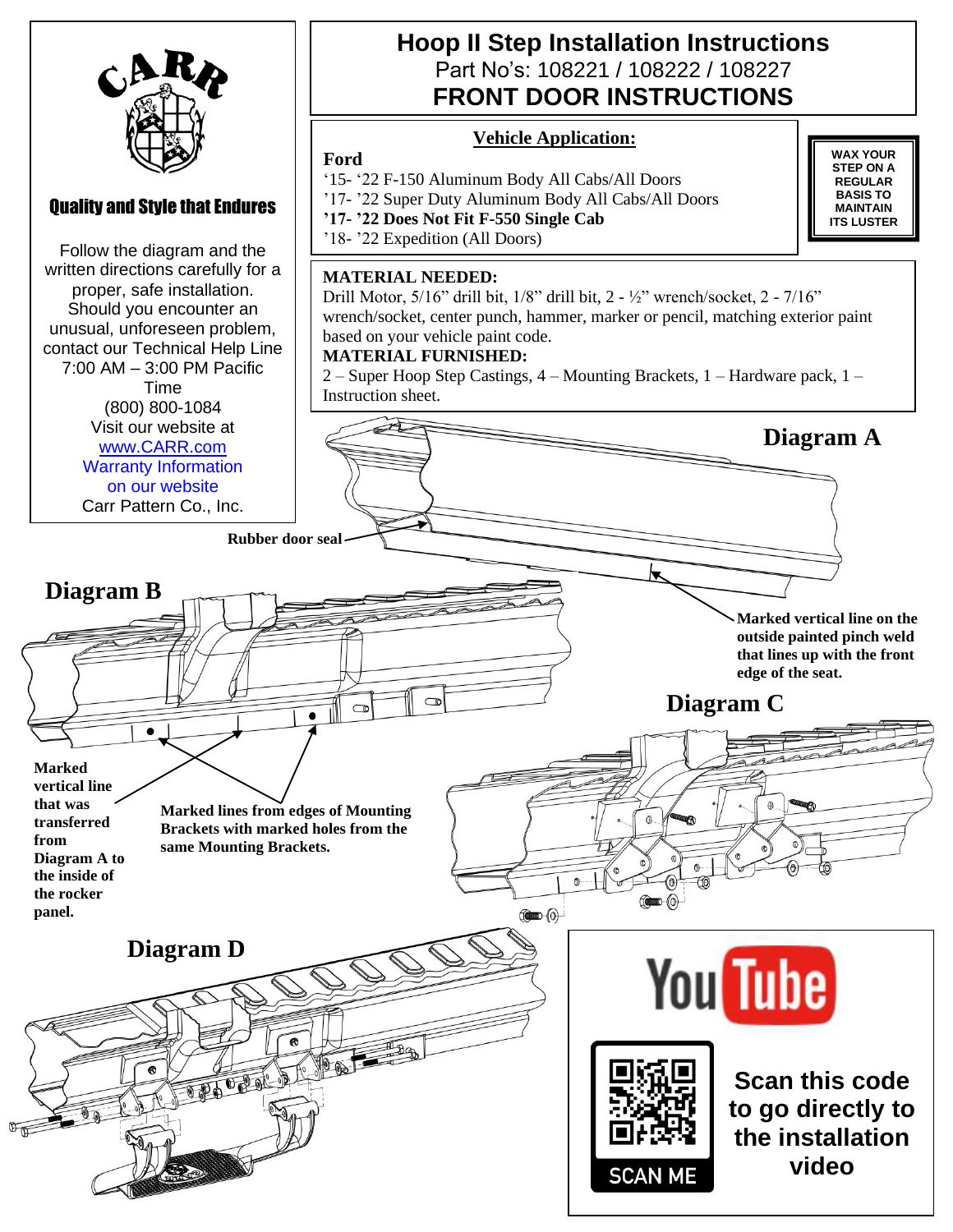**CARR**

**Quality and Style that Endures**

Follow the diagram and the written directions carefully for a proper, safe installation. Should you encounter an unusual, unforeseen problem, contact our Technical Help Line 7:00 AM – 3:00 PM Pacific Time (800) 800-1084 Visit our website at www.CARR.com Warranty Information on our website Carr Pattern Co., Inc.

# Hoop II Step Installation Instructions

Part No's: 108221 / 108222 / 108227

## FRONT DOOR INSTRUCTIONS

### Vehicle Application:

**Ford**

'15- '22 F-150 Aluminum Body All Cabs/All Doors
'17- '22 Super Duty Aluminum Body All Cabs/All Doors
**'17- '22 Does Not Fit F-550 Single Cab**
'18- '22 Expedition (All Doors)

**WAX YOUR STEP ON A REGULAR BASIS TO MAINTAIN ITS LUSTER**

**MATERIAL NEEDED:**
Drill Motor, 5/16" drill bit, 1/8" drill bit, 2 - ½" wrench/socket, 2 - 7/16" wrench/socket, center punch, hammer, marker or pencil, matching exterior paint based on your vehicle paint code.

**MATERIAL FURNISHED:**
2 – Super Hoop Step Castings, 4 – Mounting Brackets, 1 – Hardware pack, 1 – Instruction sheet.

**Diagram A**

**Rubber door seal**

**Marked vertical line on the outside painted pinch weld that lines up with the front edge of the seat.**

**Diagram B**

**Marked vertical line that was transferred from Diagram A to the inside of the rocker panel.**

**Marked lines from edges of Mounting Brackets with marked holes from the same Mounting Brackets.**

**Diagram C**

**Diagram D**

**Scan this code to go directly to the installation video**

SCAN ME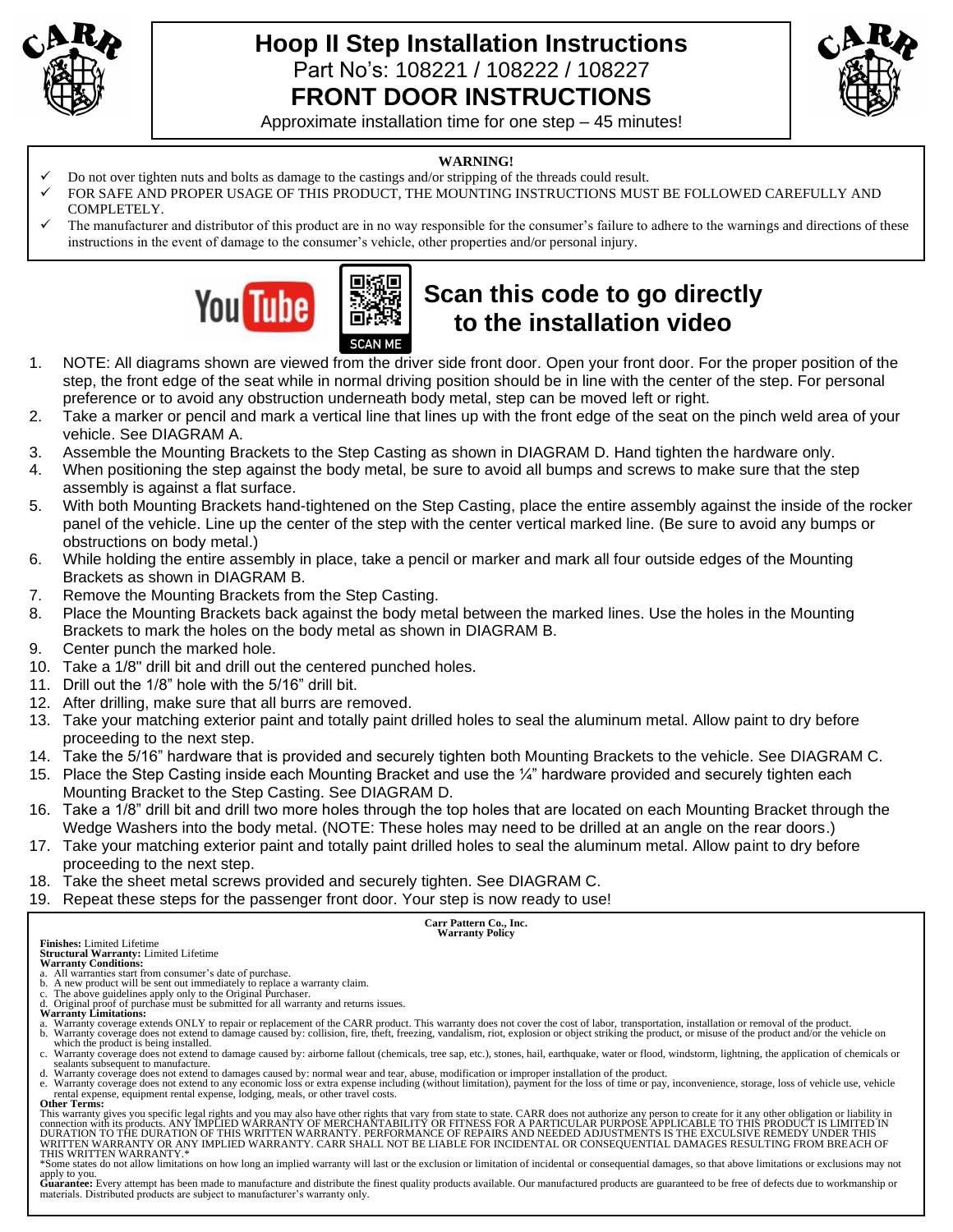# Hoop II Step Installation Instructions

Part No's: 108221 / 108222 / 108227

## FRONT DOOR INSTRUCTIONS

Approximate installation time for one step – 45 minutes!

**WARNING!**

- ✓ Do not over tighten nuts and bolts as damage to the castings and/or stripping of the threads could result.
- ✓ FOR SAFE AND PROPER USAGE OF THIS PRODUCT, THE MOUNTING INSTRUCTIONS MUST BE FOLLOWED CAREFULLY AND COMPLETELY.
- ✓ The manufacturer and distributor of this product are in no way responsible for the consumer's failure to adhere to the warnings and directions of these instructions in the event of damage to the consumer's vehicle, other properties and/or personal injury.

SCAN ME

## Scan this code to go directly to the installation video

1. NOTE: All diagrams shown are viewed from the driver side front door. Open your front door. For the proper position of the step, the front edge of the seat while in normal driving position should be in line with the center of the step. For personal preference or to avoid any obstruction underneath body metal, step can be moved left or right.
2. Take a marker or pencil and mark a vertical line that lines up with the front edge of the seat on the pinch weld area of your vehicle. See DIAGRAM A.
3. Assemble the Mounting Brackets to the Step Casting as shown in DIAGRAM D. Hand tighten the hardware only.
4. When positioning the step against the body metal, be sure to avoid all bumps and screws to make sure that the step assembly is against a flat surface.
5. With both Mounting Brackets hand-tightened on the Step Casting, place the entire assembly against the inside of the rocker panel of the vehicle. Line up the center of the step with the center vertical marked line. (Be sure to avoid any bumps or obstructions on body metal.)
6. While holding the entire assembly in place, take a pencil or marker and mark all four outside edges of the Mounting Brackets as shown in DIAGRAM B.
7. Remove the Mounting Brackets from the Step Casting.
8. Place the Mounting Brackets back against the body metal between the marked lines. Use the holes in the Mounting Brackets to mark the holes on the body metal as shown in DIAGRAM B.
9. Center punch the marked hole.
10. Take a 1/8" drill bit and drill out the centered punched holes.
11. Drill out the 1/8" hole with the 5/16" drill bit.
12. After drilling, make sure that all burrs are removed.
13. Take your matching exterior paint and totally paint drilled holes to seal the aluminum metal. Allow paint to dry before proceeding to the next step.
14. Take the 5/16" hardware that is provided and securely tighten both Mounting Brackets to the vehicle. See DIAGRAM C.
15. Place the Step Casting inside each Mounting Bracket and use the ¼" hardware provided and securely tighten each Mounting Bracket to the Step Casting. See DIAGRAM D.
16. Take a 1/8" drill bit and drill two more holes through the top holes that are located on each Mounting Bracket through the Wedge Washers into the body metal. (NOTE: These holes may need to be drilled at an angle on the rear doors.)
17. Take your matching exterior paint and totally paint drilled holes to seal the aluminum metal. Allow paint to dry before proceeding to the next step.
18. Take the sheet metal screws provided and securely tighten. See DIAGRAM C.
19. Repeat these steps for the passenger front door. Your step is now ready to use!

**Carr Pattern Co., Inc.**
**Warranty Policy**

**Finishes:** Limited Lifetime
**Structural Warranty:** Limited Lifetime
**Warranty Conditions:**

a. All warranties start from consumer's date of purchase.
b. A new product will be sent out immediately to replace a warranty claim.
c. The above guidelines apply only to the Original Purchaser.
d. Original proof of purchase must be submitted for all warranty and returns issues.

**Warranty Limitations:**

a. Warranty coverage extends ONLY to repair or replacement of the CARR product. This warranty does not cover the cost of labor, transportation, installation or removal of the product.
b. Warranty coverage does not extend to damage caused by: collision, fire, theft, freezing, vandalism, riot, explosion or object striking the product, or misuse of the product and/or the vehicle on which the product is being installed.
c. Warranty coverage does not extend to damage caused by: airborne fallout (chemicals, tree sap, etc.), stones, hail, earthquake, water or flood, windstorm, lightning, the application of chemicals or sealants subsequent to manufacture.
d. Warranty coverage does not extend to damages caused by: normal wear and tear, abuse, modification or improper installation of the product.
e. Warranty coverage does not extend to any economic loss or extra expense including (without limitation), payment for the loss of time or pay, inconvenience, storage, loss of vehicle use, vehicle rental expense, equipment rental expense, lodging, meals, or other travel costs.

**Other Terms:**

This warranty gives you specific legal rights and you may also have other rights that vary from state to state. CARR does not authorize any person to create for it any other obligation or liability in connection with its products. ANY IMPLIED WARRANTY OF MERCHANTABILITY OR FITNESS FOR A PARTICULAR PURPOSE APPLICABLE TO THIS PRODUCT IS LIMITED IN DURATION TO THE DURATION OF THIS WRITTEN WARRANTY. PERFORMANCE OF REPAIRS AND NEEDED ADJUSTMENTS IS THE EXCULSIVE REMEDY UNDER THIS WRITTEN WARRANTY OR ANY IMPLIED WARRANTY. CARR SHALL NOT BE LIABLE FOR INCIDENTAL OR CONSEQUENTIAL DAMAGES RESULTING FROM BREACH OF THIS WRITTEN WARRANTY.*

*Some states do not allow limitations on how long an implied warranty will last or the exclusion or limitation of incidental or consequential damages, so that above limitations or exclusions may not apply to you.

**Guarantee:** Every attempt has been made to manufacture and distribute the finest quality products available. Our manufactured products are guaranteed to be free of defects due to workmanship or materials. Distributed products are subject to manufacturer's warranty only.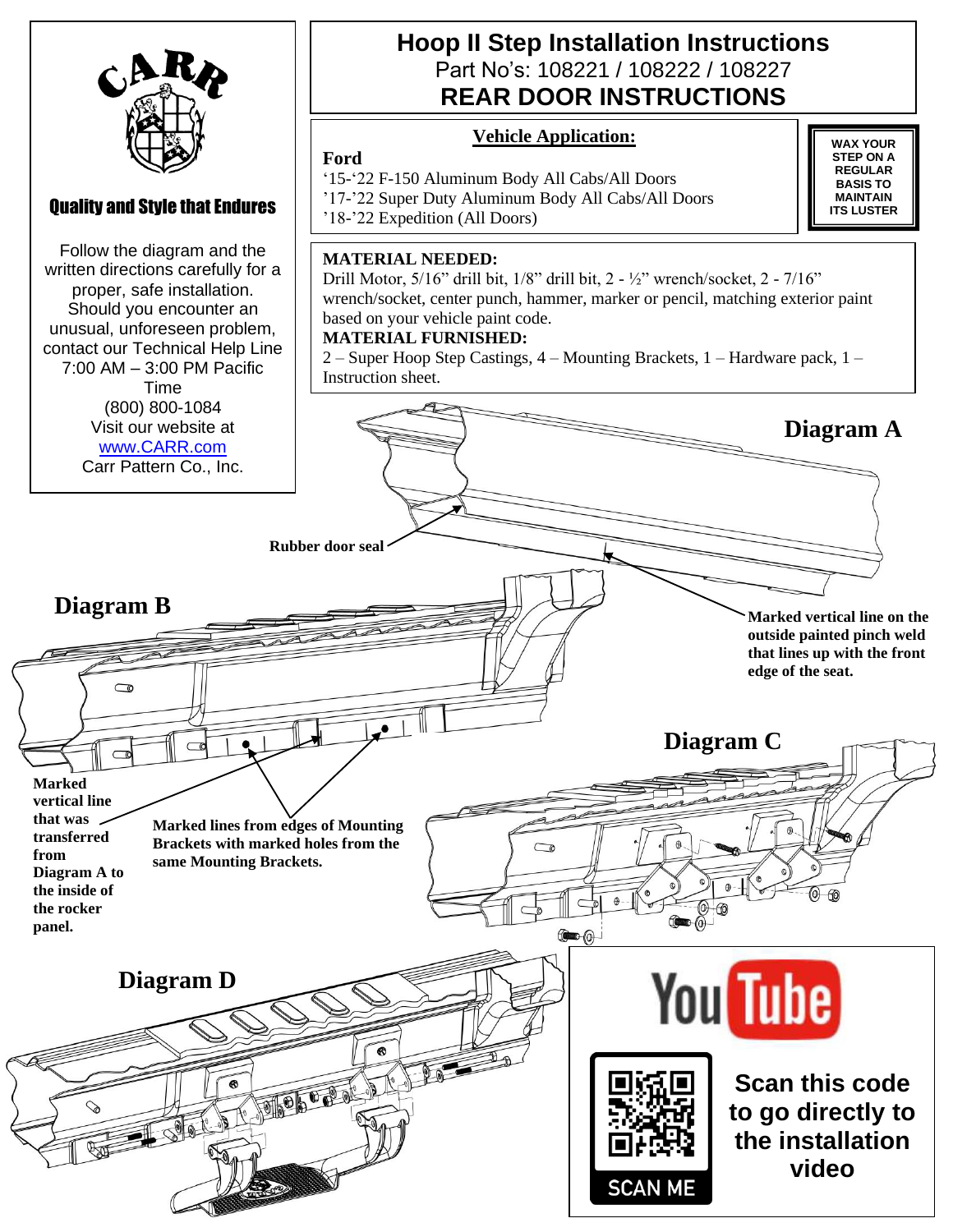# Hoop II Step Installation Instructions

Part No's: 108221 / 108222 / 108227

## REAR DOOR INSTRUCTIONS

CARR

Quality and Style that Endures

Follow the diagram and the written directions carefully for a proper, safe installation. Should you encounter an unusual, unforeseen problem, contact our Technical Help Line 7:00 AM – 3:00 PM Pacific Time (800) 800-1084 Visit our website at www.CARR.com Carr Pattern Co., Inc.

### Vehicle Application:

**Ford**

'15-'22 F-150 Aluminum Body All Cabs/All Doors
'17-'22 Super Duty Aluminum Body All Cabs/All Doors
'18-'22 Expedition (All Doors)

**WAX YOUR STEP ON A REGULAR BASIS TO MAINTAIN ITS LUSTER**

**MATERIAL NEEDED:**
Drill Motor, 5/16" drill bit, 1/8" drill bit, 2 - ½" wrench/socket, 2 - 7/16" wrench/socket, center punch, hammer, marker or pencil, matching exterior paint based on your vehicle paint code.

**MATERIAL FURNISHED:**
2 – Super Hoop Step Castings, 4 – Mounting Brackets, 1 – Hardware pack, 1 – Instruction sheet.

**Diagram A**

**Rubber door seal**

**Marked vertical line on the outside painted pinch weld that lines up with the front edge of the seat.**

**Diagram B**

**Marked vertical line that was transferred from Diagram A to the inside of the rocker panel.**

**Marked lines from edges of Mounting Brackets with marked holes from the same Mounting Brackets.**

**Diagram C**

**Diagram D**

YouTube

SCAN ME

**Scan this code to go directly to the installation video**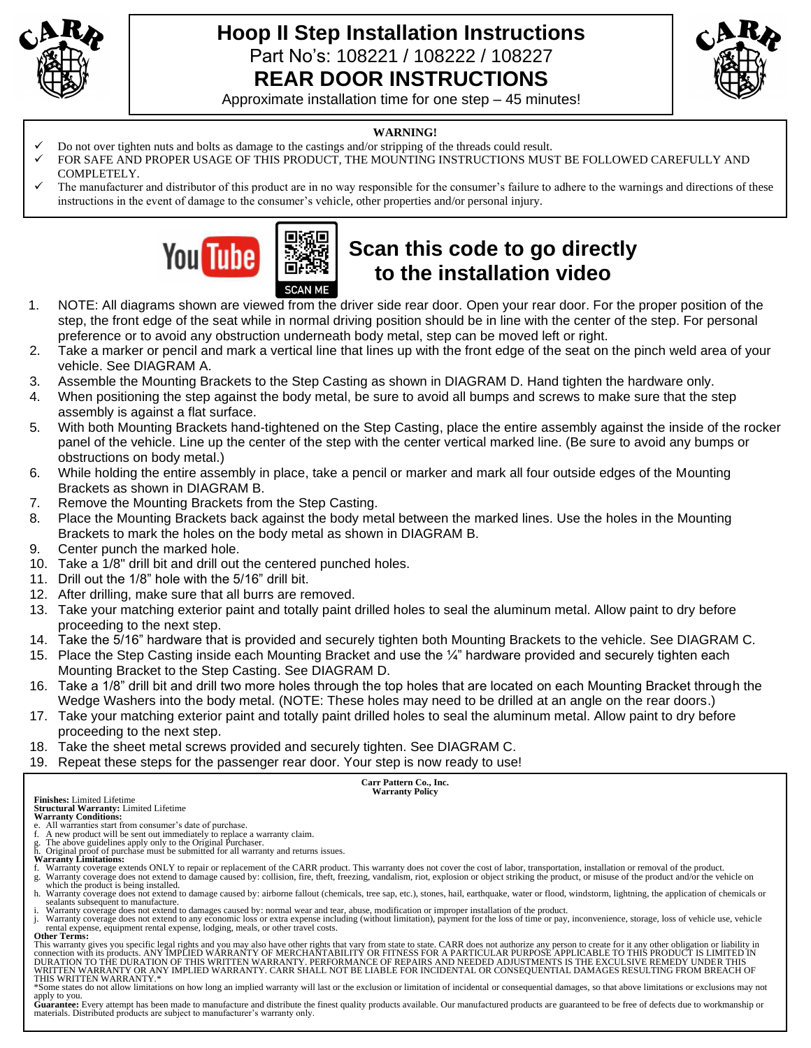# Hoop II Step Installation Instructions

Part No's: 108221 / 108222 / 108227

## REAR DOOR INSTRUCTIONS

Approximate installation time for one step – 45 minutes!

**WARNING!**

- ✓ Do not over tighten nuts and bolts as damage to the castings and/or stripping of the threads could result.
- ✓ FOR SAFE AND PROPER USAGE OF THIS PRODUCT, THE MOUNTING INSTRUCTIONS MUST BE FOLLOWED CAREFULLY AND COMPLETELY.
- ✓ The manufacturer and distributor of this product are in no way responsible for the consumer's failure to adhere to the warnings and directions of these instructions in the event of damage to the consumer's vehicle, other properties and/or personal injury.

YouTube SCAN ME

**Scan this code to go directly to the installation video**

1. NOTE: All diagrams shown are viewed from the driver side rear door. Open your rear door. For the proper position of the step, the front edge of the seat while in normal driving position should be in line with the center of the step. For personal preference or to avoid any obstruction underneath body metal, step can be moved left or right.
2. Take a marker or pencil and mark a vertical line that lines up with the front edge of the seat on the pinch weld area of your vehicle. See DIAGRAM A.
3. Assemble the Mounting Brackets to the Step Casting as shown in DIAGRAM D. Hand tighten the hardware only.
4. When positioning the step against the body metal, be sure to avoid all bumps and screws to make sure that the step assembly is against a flat surface.
5. With both Mounting Brackets hand-tightened on the Step Casting, place the entire assembly against the inside of the rocker panel of the vehicle. Line up the center of the step with the center vertical marked line. (Be sure to avoid any bumps or obstructions on body metal.)
6. While holding the entire assembly in place, take a pencil or marker and mark all four outside edges of the Mounting Brackets as shown in DIAGRAM B.
7. Remove the Mounting Brackets from the Step Casting.
8. Place the Mounting Brackets back against the body metal between the marked lines. Use the holes in the Mounting Brackets to mark the holes on the body metal as shown in DIAGRAM B.
9. Center punch the marked hole.
10. Take a 1/8" drill bit and drill out the centered punched holes.
11. Drill out the 1/8" hole with the 5/16" drill bit.
12. After drilling, make sure that all burrs are removed.
13. Take your matching exterior paint and totally paint drilled holes to seal the aluminum metal. Allow paint to dry before proceeding to the next step.
14. Take the 5/16" hardware that is provided and securely tighten both Mounting Brackets to the vehicle. See DIAGRAM C.
15. Place the Step Casting inside each Mounting Bracket and use the ¼" hardware provided and securely tighten each Mounting Bracket to the Step Casting. See DIAGRAM D.
16. Take a 1/8" drill bit and drill two more holes through the top holes that are located on each Mounting Bracket through the Wedge Washers into the body metal. (NOTE: These holes may need to be drilled at an angle on the rear doors.)
17. Take your matching exterior paint and totally paint drilled holes to seal the aluminum metal. Allow paint to dry before proceeding to the next step.
18. Take the sheet metal screws provided and securely tighten. See DIAGRAM C.
19. Repeat these steps for the passenger rear door. Your step is now ready to use!

**Carr Pattern Co., Inc.**
**Warranty Policy**

**Finishes:** Limited Lifetime
**Structural Warranty:** Limited Lifetime
**Warranty Conditions:**

e. All warranties start from consumer's date of purchase.
f. A new product will be sent out immediately to replace a warranty claim.
g. The above guidelines apply only to the Original Purchaser.
h. Original proof of purchase must be submitted for all warranty and returns issues.

**Warranty Limitations:**

f. Warranty coverage extends ONLY to repair or replacement of the CARR product. This warranty does not cover the cost of labor, transportation, installation or removal of the product.
g. Warranty coverage does not extend to damage caused by: collision, fire, theft, freezing, vandalism, riot, explosion or object striking the product, or misuse of the product and/or the vehicle on which the product is being installed.
h. Warranty coverage does not extend to damage caused by: airborne fallout (chemicals, tree sap, etc.), stones, hail, earthquake, water or flood, windstorm, lightning, the application of chemicals or sealants subsequent to manufacture.
i. Warranty coverage does not extend to damages caused by: normal wear and tear, abuse, modification or improper installation of the product.
j. Warranty coverage does not extend to any economic loss or extra expense including (without limitation), payment for the loss of time or pay, inconvenience, storage, loss of vehicle use, vehicle rental expense, equipment rental expense, lodging, meals, or other travel costs.

**Other Terms:**

This warranty gives you specific legal rights and you may also have other rights that vary from state to state. CARR does not authorize any person to create for it any other obligation or liability in connection with its products. ANY IMPLIED WARRANTY OF MERCHANTABILITY OR FITNESS FOR A PARTICULAR PURPOSE APPLICABLE TO THIS PRODUCT IS LIMITED IN DURATION TO THE DURATION OF THIS WRITTEN WARRANTY. PERFORMANCE OF REPAIRS AND NEEDED ADJUSTMENTS IS THE EXCULSIVE REMEDY UNDER THIS WRITTEN WARRANTY OR ANY IMPLIED WARRANTY. CARR SHALL NOT BE LIABLE FOR INCIDENTAL OR CONSEQUENTIAL DAMAGES RESULTING FROM BREACH OF THIS WRITTEN WARRANTY.*

*Some states do not allow limitations on how long an implied warranty will last or the exclusion or limitation of incidental or consequential damages, so that above limitations or exclusions may not apply to you.

**Guarantee:** Every attempt has been made to manufacture and distribute the finest quality products available. Our manufactured products are guaranteed to be free of defects due to workmanship or materials. Distributed products are subject to manufacturer's warranty only.